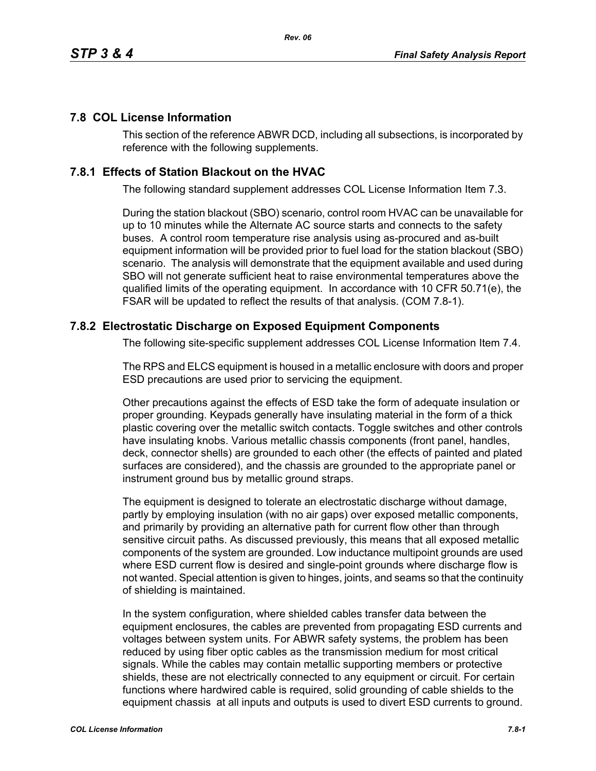## 7.8 COL License Information

This section of the reference ABWR DCD, including all subsections, is incorporated by reference with the following supplements.

### 7.8.1 Effects of Station Blackout on the HVAC

The following standard supplement addresses COL License Information Item 7.3.

During the station blackout (SBO) scenario, control room HVAC can be unavailable for up to 10 minutes while the Alternate AC source starts and connects to the safety buses. A control room temperature rise analysis using as-procured and as-built equipment information will be provided prior to fuel load for the station blackout (SBO) scenario. The analysis will demonstrate that the equipment available and used during SBO will not generate sufficient heat to raise environmental temperatures above the qualified limits of the operating equipment. In accordance with 10 CFR 50.71(e), the FSAR will be updated to reflect the results of that analysis. (COM 7.8-1).

### 7.8.2 Electrostatic Discharge on Exposed Equipment Components

The following site-specific supplement addresses COL License Information Item 7.4.

The RPS and ELCS equipment is housed in a metallic enclosure with doors and proper ESD precautions are used prior to servicing the equipment.

Other precautions against the effects of ESD take the form of adequate insulation or proper grounding. Keypads generally have insulating material in the form of a thick plastic covering over the metallic switch contacts. Toggle switches and other controls have insulating knobs. Various metallic chassis components (front panel, handles, deck, connector shells) are grounded to each other (the effects of painted and plated surfaces are considered), and the chassis are grounded to the appropriate panel or instrument ground bus by metallic ground straps.

The equipment is designed to tolerate an electrostatic discharge without damage, partly by employing insulation (with no air gaps) over exposed metallic components, and primarily by providing an alternative path for current flow other than through sensitive circuit paths. As discussed previously, this means that all exposed metallic components of the system are grounded. Low inductance multipoint grounds are used where ESD current flow is desired and single-point grounds where discharge flow is not wanted. Special attention is given to hinges, joints, and seams so that the continuity of shielding is maintained.

In the system configuration, where shielded cables transfer data between the equipment enclosures, the cables are prevented from propagating ESD currents and voltages between system units. For ABWR safety systems, the problem has been reduced by using fiber optic cables as the transmission medium for most critical signals. While the cables may contain metallic supporting members or protective shields, these are not electrically connected to any equipment or circuit. For certain functions where hardwired cable is required, solid grounding of cable shields to the equipment chassis at all inputs and outputs is used to divert ESD currents to ground.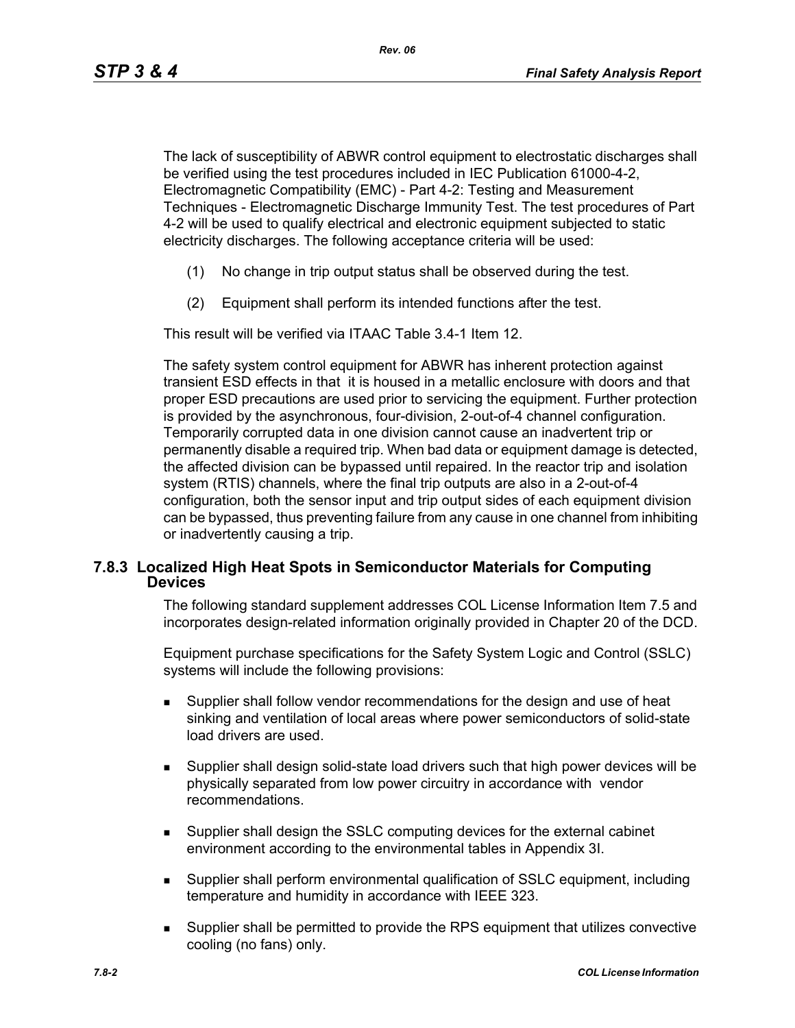The lack of susceptibility of ABWR control equipment to electrostatic discharges shall be verified using the test procedures included in IEC Publication 61000-4-2, Electromagnetic Compatibility (EMC) - Part 4-2: Testing and Measurement Techniques - Electromagnetic Discharge Immunity Test. The test procedures of Part 4-2 will be used to qualify electrical and electronic equipment subjected to static electricity discharges. The following acceptance criteria will be used:

(1) No change in trip output status shall be observed during the test.

(2) Equipment shall perform its intended functions after the test.

This result will be verified via ITAAC Table 3.4-1 Item 12.

The safety system control equipment for ABWR has inherent protection against transient ESD effects in that it is housed in a metallic enclosure with doors and that proper ESD precautions are used prior to servicing the equipment. Further protection is provided by the asynchronous, four-division, 2-out-of-4 channel configuration. Temporarily corrupted data in one division cannot cause an inadvertent trip or permanently disable a required trip. When bad data or equipment damage is detected, the affected division can be bypassed until repaired. In the reactor trip and isolation system (RTIS) channels, where the final trip outputs are also in a 2-out-of-4 configuration, both the sensor input and trip output sides of each equipment division can be bypassed, thus preventing failure from any cause in one channel from inhibiting or inadvertently causing a trip.

## 7.8.3 Localized High Heat Spots in Semiconductor Materials for Computing Devices

The following standard supplement addresses COL License Information Item 7.5 and incorporates design-related information originally provided in Chapter 20 of the DCD.

Equipment purchase specifications for the Safety System Logic and Control (SSLC) systems will include the following provisions:

- Supplier shall follow vendor recommendations for the design and use of heat sinking and ventilation of local areas where power semiconductors of solid-state load drivers are used.
- Supplier shall design solid-state load drivers such that high power devices will be physically separated from low power circuitry in accordance with vendor recommendations.
- Supplier shall design the SSLC computing devices for the external cabinet environment according to the environmental tables in Appendix 3I.
- Supplier shall perform environmental qualification of SSLC equipment, including temperature and humidity in accordance with IEEE 323.
- Supplier shall be permitted to provide the RPS equipment that utilizes convective cooling (no fans) only.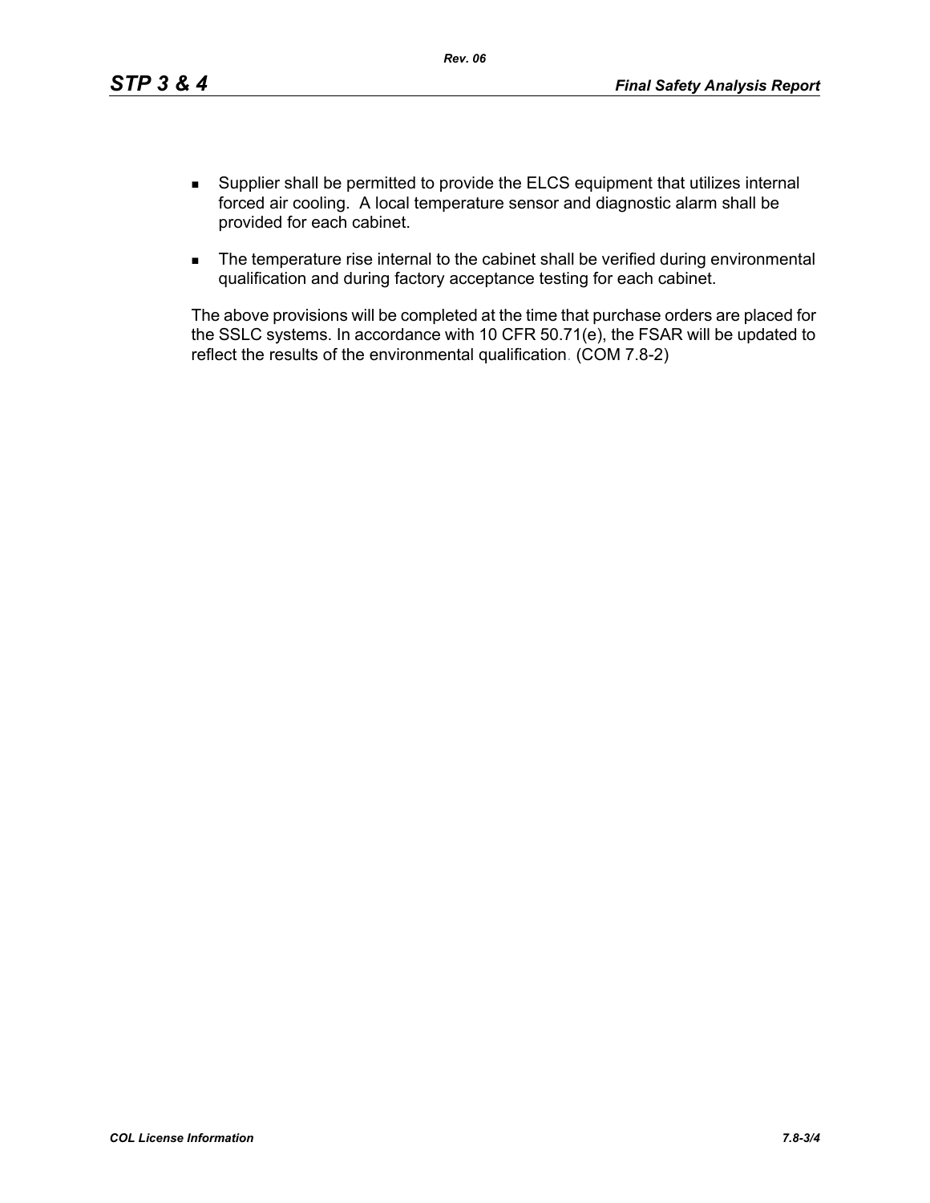- Supplier shall be permitted to provide the ELCS equipment that utilizes internal forced air cooling. A local temperature sensor and diagnostic alarm shall be provided for each cabinet.
- The temperature rise internal to the cabinet shall be verified during environmental qualification and during factory acceptance testing for each cabinet.

The above provisions will be completed at the time that purchase orders are placed for the SSLC systems. In accordance with 10 CFR 50.71(e), the FSAR will be updated to reflect the results of the environmental qualification. (COM 7.8-2)